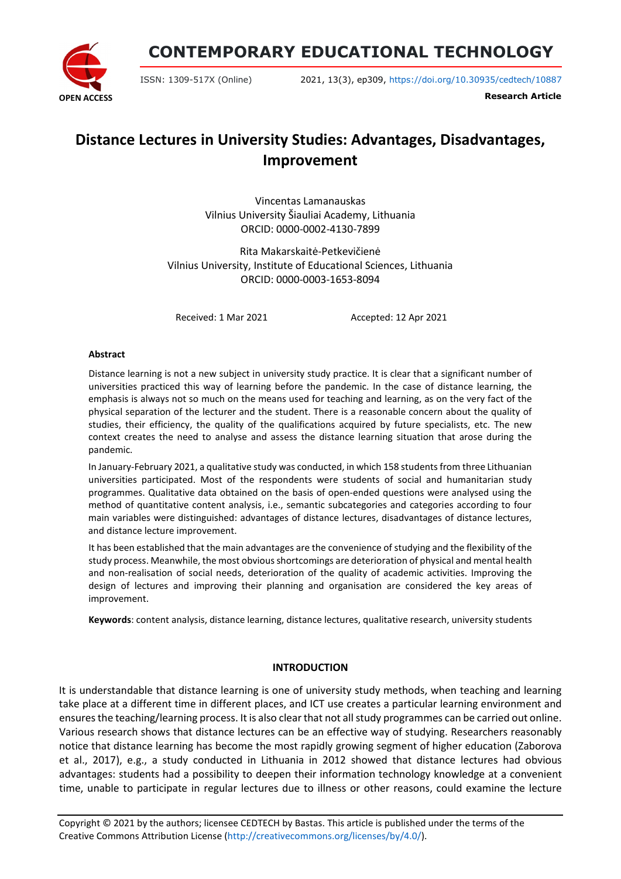# Distance Lectures in University Studies: Advantages, Disadvantages, Improvement

Vincentas Lamanauskas
Vilnius University Šiauliai Academy, Lithuania
ORCID: 0000-0002-4130-7899

Rita Makarskaitė-Petkevičienė
Vilnius University, Institute of Educational Sciences, Lithuania
ORCID: 0000-0003-1653-8094

Received: 1 Mar 2021 Accepted: 12 Apr 2021

### Abstract

Distance learning is not a new subject in university study practice. It is clear that a significant number of universities practiced this way of learning before the pandemic. In the case of distance learning, the emphasis is always not so much on the means used for teaching and learning, as on the very fact of the physical separation of the lecturer and the student. There is a reasonable concern about the quality of studies, their efficiency, the quality of the qualifications acquired by future specialists, etc. The new context creates the need to analyse and assess the distance learning situation that arose during the pandemic.

In January-February 2021, a qualitative study was conducted, in which 158 students from three Lithuanian universities participated. Most of the respondents were students of social and humanitarian study programmes. Qualitative data obtained on the basis of open-ended questions were analysed using the method of quantitative content analysis, i.e., semantic subcategories and categories according to four main variables were distinguished: advantages of distance lectures, disadvantages of distance lectures, and distance lecture improvement.

It has been established that the main advantages are the convenience of studying and the flexibility of the study process. Meanwhile, the most obvious shortcomings are deterioration of physical and mental health and non-realisation of social needs, deterioration of the quality of academic activities. Improving the design of lectures and improving their planning and organisation are considered the key areas of improvement.

**Keywords**: content analysis, distance learning, distance lectures, qualitative research, university students

## INTRODUCTION

It is understandable that distance learning is one of university study methods, when teaching and learning take place at a different time in different places, and ICT use creates a particular learning environment and ensures the teaching/learning process. It is also clear that not all study programmes can be carried out online. Various research shows that distance lectures can be an effective way of studying. Researchers reasonably notice that distance learning has become the most rapidly growing segment of higher education (Zaborova et al., 2017), e.g., a study conducted in Lithuania in 2012 showed that distance lectures had obvious advantages: students had a possibility to deepen their information technology knowledge at a convenient time, unable to participate in regular lectures due to illness or other reasons, could examine the lecture

Copyright © 2021 by the authors; licensee CEDTECH by Bastas. This article is published under the terms of the Creative Commons Attribution License (http://creativecommons.org/licenses/by/4.0/).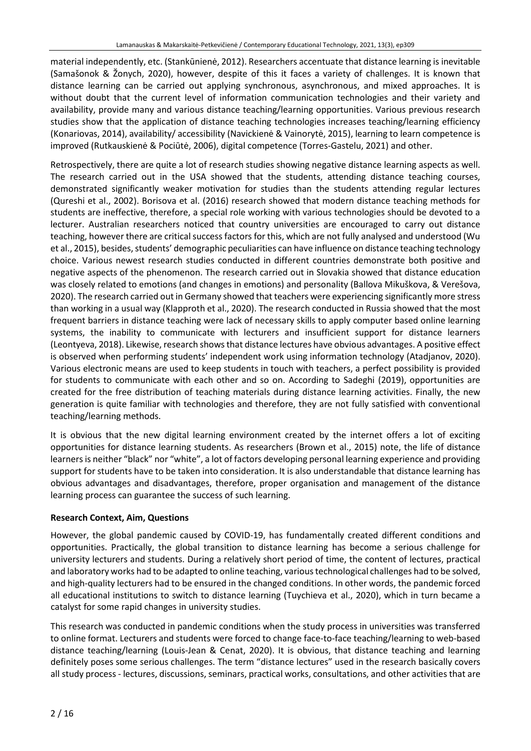material independently, etc. (Stankūnienė, 2012). Researchers accentuate that distance learning is inevitable (Samašonok & Žonych, 2020), however, despite of this it faces a variety of challenges. It is known that distance learning can be carried out applying synchronous, asynchronous, and mixed approaches. It is without doubt that the current level of information communication technologies and their variety and availability, provide many and various distance teaching/learning opportunities. Various previous research studies show that the application of distance teaching technologies increases teaching/learning efficiency (Konariovas, 2014), availability/ accessibility (Navickienė & Vainorytė, 2015), learning to learn competence is improved (Rutkauskienė & Pociūtė, 2006), digital competence (Torres-Gastelu, 2021) and other.

Retrospectively, there are quite a lot of research studies showing negative distance learning aspects as well. The research carried out in the USA showed that the students, attending distance teaching courses, demonstrated significantly weaker motivation for studies than the students attending regular lectures (Qureshi et al., 2002). Borisova et al. (2016) research showed that modern distance teaching methods for students are ineffective, therefore, a special role working with various technologies should be devoted to a lecturer. Australian researchers noticed that country universities are encouraged to carry out distance teaching, however there are critical success factors for this, which are not fully analysed and understood (Wu et al., 2015), besides, students' demographic peculiarities can have influence on distance teaching technology choice. Various newest research studies conducted in different countries demonstrate both positive and negative aspects of the phenomenon. The research carried out in Slovakia showed that distance education was closely related to emotions (and changes in emotions) and personality (Ballova Mikuškova, & Verešova, 2020). The research carried out in Germany showed that teachers were experiencing significantly more stress than working in a usual way (Klapproth et al., 2020). The research conducted in Russia showed that the most frequent barriers in distance teaching were lack of necessary skills to apply computer based online learning systems, the inability to communicate with lecturers and insufficient support for distance learners (Leontyeva, 2018). Likewise, research shows that distance lectures have obvious advantages. A positive effect is observed when performing students' independent work using information technology (Atadjanov, 2020). Various electronic means are used to keep students in touch with teachers, a perfect possibility is provided for students to communicate with each other and so on. According to Sadeghi (2019), opportunities are created for the free distribution of teaching materials during distance learning activities. Finally, the new generation is quite familiar with technologies and therefore, they are not fully satisfied with conventional teaching/learning methods.

It is obvious that the new digital learning environment created by the internet offers a lot of exciting opportunities for distance learning students. As researchers (Brown et al., 2015) note, the life of distance learners is neither "black" nor "white", a lot of factors developing personal learning experience and providing support for students have to be taken into consideration. It is also understandable that distance learning has obvious advantages and disadvantages, therefore, proper organisation and management of the distance learning process can guarantee the success of such learning.

### Research Context, Aim, Questions

However, the global pandemic caused by COVID-19, has fundamentally created different conditions and opportunities. Practically, the global transition to distance learning has become a serious challenge for university lecturers and students. During a relatively short period of time, the content of lectures, practical and laboratory works had to be adapted to online teaching, various technological challenges had to be solved, and high-quality lecturers had to be ensured in the changed conditions. In other words, the pandemic forced all educational institutions to switch to distance learning (Tuychieva et al., 2020), which in turn became a catalyst for some rapid changes in university studies.

This research was conducted in pandemic conditions when the study process in universities was transferred to online format. Lecturers and students were forced to change face-to-face teaching/learning to web-based distance teaching/learning (Louis-Jean & Cenat, 2020). It is obvious, that distance teaching and learning definitely poses some serious challenges. The term "distance lectures" used in the research basically covers all study process - lectures, discussions, seminars, practical works, consultations, and other activities that are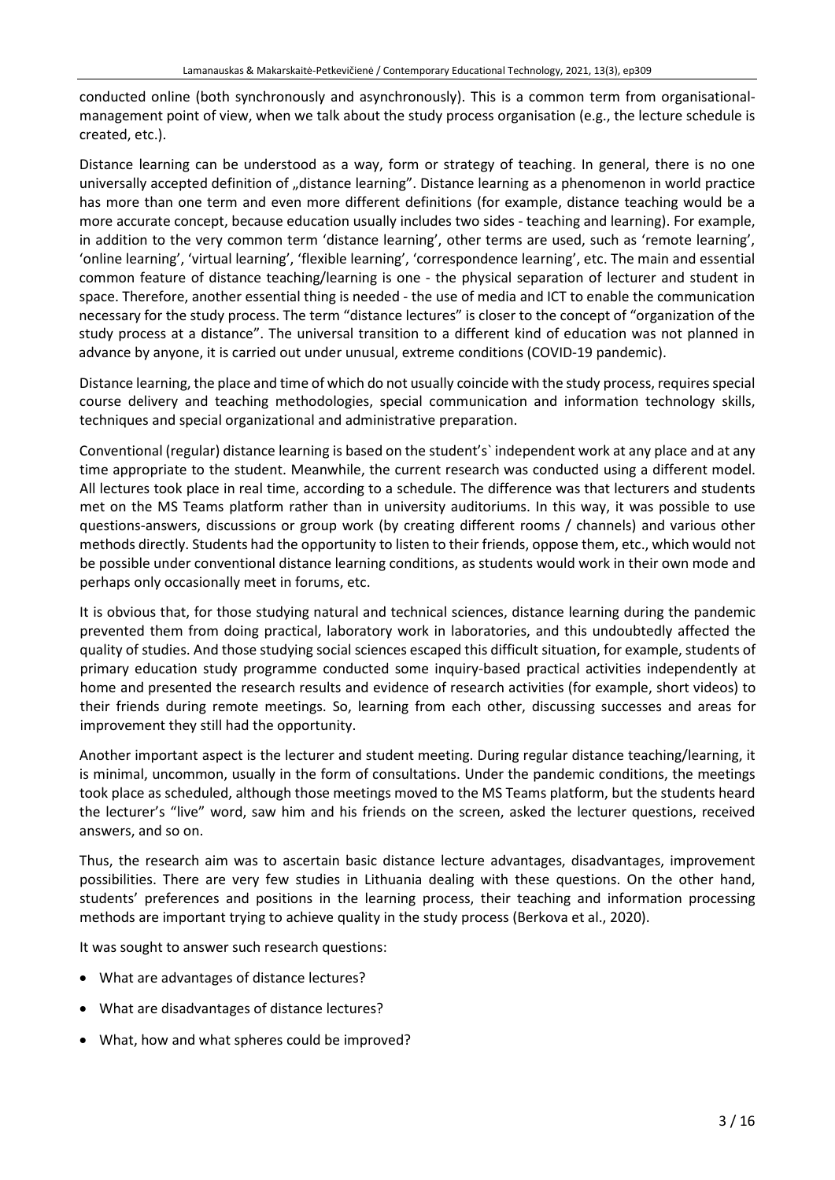conducted online (both synchronously and asynchronously). This is a common term from organisational-management point of view, when we talk about the study process organisation (e.g., the lecture schedule is created, etc.).

Distance learning can be understood as a way, form or strategy of teaching. In general, there is no one universally accepted definition of „distance learning". Distance learning as a phenomenon in world practice has more than one term and even more different definitions (for example, distance teaching would be a more accurate concept, because education usually includes two sides - teaching and learning). For example, in addition to the very common term 'distance learning', other terms are used, such as 'remote learning', 'online learning', 'virtual learning', 'flexible learning', 'correspondence learning', etc. The main and essential common feature of distance teaching/learning is one - the physical separation of lecturer and student in space. Therefore, another essential thing is needed - the use of media and ICT to enable the communication necessary for the study process. The term "distance lectures" is closer to the concept of "organization of the study process at a distance". The universal transition to a different kind of education was not planned in advance by anyone, it is carried out under unusual, extreme conditions (COVID-19 pandemic).

Distance learning, the place and time of which do not usually coincide with the study process, requires special course delivery and teaching methodologies, special communication and information technology skills, techniques and special organizational and administrative preparation.

Conventional (regular) distance learning is based on the student's` independent work at any place and at any time appropriate to the student. Meanwhile, the current research was conducted using a different model. All lectures took place in real time, according to a schedule. The difference was that lecturers and students met on the MS Teams platform rather than in university auditoriums. In this way, it was possible to use questions-answers, discussions or group work (by creating different rooms / channels) and various other methods directly. Students had the opportunity to listen to their friends, oppose them, etc., which would not be possible under conventional distance learning conditions, as students would work in their own mode and perhaps only occasionally meet in forums, etc.

It is obvious that, for those studying natural and technical sciences, distance learning during the pandemic prevented them from doing practical, laboratory work in laboratories, and this undoubtedly affected the quality of studies. And those studying social sciences escaped this difficult situation, for example, students of primary education study programme conducted some inquiry-based practical activities independently at home and presented the research results and evidence of research activities (for example, short videos) to their friends during remote meetings. So, learning from each other, discussing successes and areas for improvement they still had the opportunity.

Another important aspect is the lecturer and student meeting. During regular distance teaching/learning, it is minimal, uncommon, usually in the form of consultations. Under the pandemic conditions, the meetings took place as scheduled, although those meetings moved to the MS Teams platform, but the students heard the lecturer's "live" word, saw him and his friends on the screen, asked the lecturer questions, received answers, and so on.

Thus, the research aim was to ascertain basic distance lecture advantages, disadvantages, improvement possibilities. There are very few studies in Lithuania dealing with these questions. On the other hand, students' preferences and positions in the learning process, their teaching and information processing methods are important trying to achieve quality in the study process (Berkova et al., 2020).

It was sought to answer such research questions:

- What are advantages of distance lectures?
- What are disadvantages of distance lectures?
- What, how and what spheres could be improved?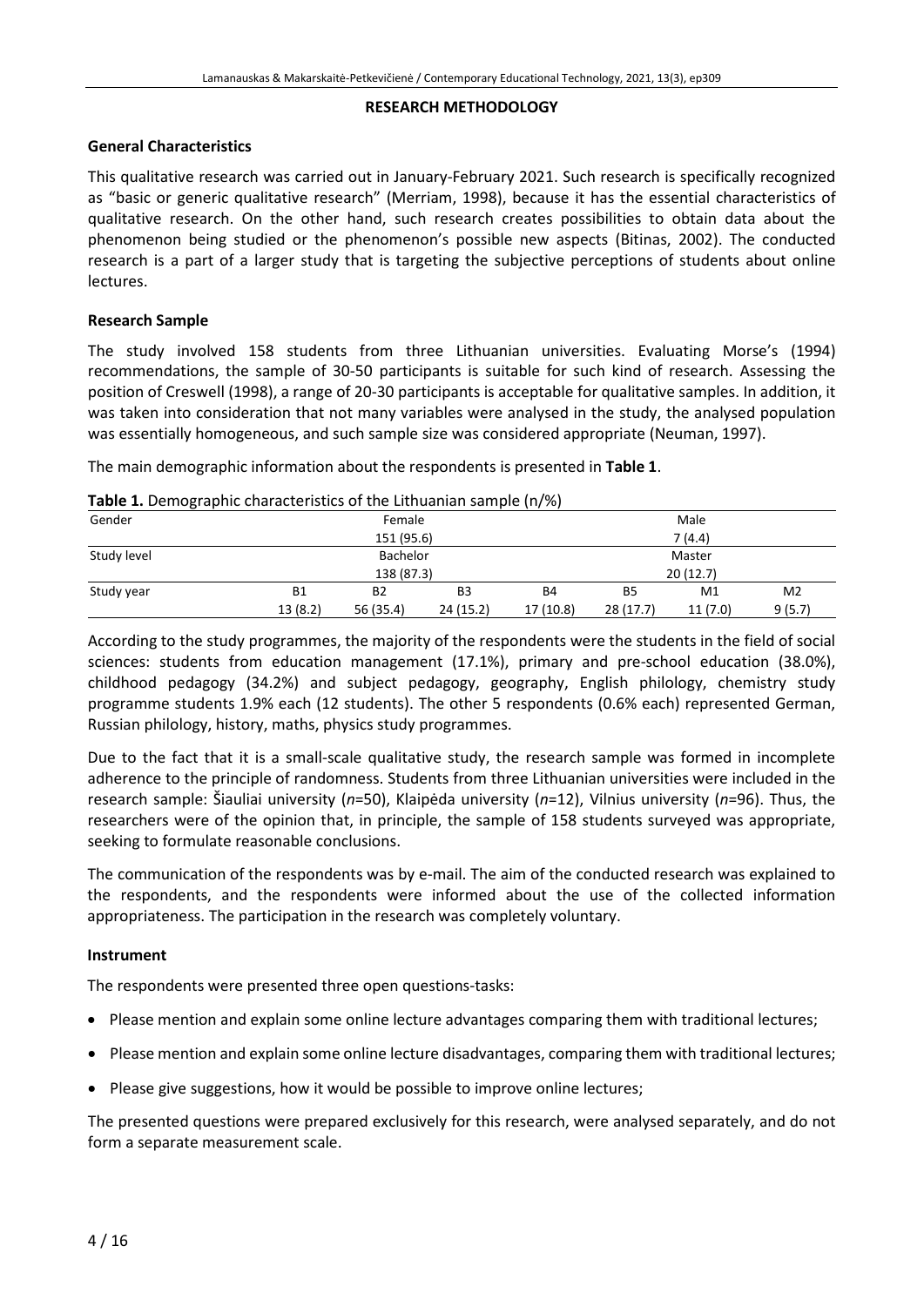## RESEARCH METHODOLOGY

### General Characteristics

This qualitative research was carried out in January-February 2021. Such research is specifically recognized as "basic or generic qualitative research" (Merriam, 1998), because it has the essential characteristics of qualitative research. On the other hand, such research creates possibilities to obtain data about the phenomenon being studied or the phenomenon's possible new aspects (Bitinas, 2002). The conducted research is a part of a larger study that is targeting the subjective perceptions of students about online lectures.

### Research Sample

The study involved 158 students from three Lithuanian universities. Evaluating Morse's (1994) recommendations, the sample of 30-50 participants is suitable for such kind of research. Assessing the position of Creswell (1998), a range of 20-30 participants is acceptable for qualitative samples. In addition, it was taken into consideration that not many variables were analysed in the study, the analysed population was essentially homogeneous, and such sample size was considered appropriate (Neuman, 1997).

The main demographic information about the respondents is presented in **Table 1**.

**Table 1.** Demographic characteristics of the Lithuanian sample (n/%)

| Gender | Female | | | | Male | | |
|---|---|---|---|---|---|---|---|
| | 151 (95.6) | | | | 7 (4.4) | | |
| Study level | Bachelor | | | | Master | | |
| | 138 (87.3) | | | | 20 (12.7) | | |
| Study year | B1 | B2 | B3 | B4 | B5 | M1 | M2 |
| | 13 (8.2) | 56 (35.4) | 24 (15.2) | 17 (10.8) | 28 (17.7) | 11 (7.0) | 9 (5.7) |

According to the study programmes, the majority of the respondents were the students in the field of social sciences: students from education management (17.1%), primary and pre-school education (38.0%), childhood pedagogy (34.2%) and subject pedagogy, geography, English philology, chemistry study programme students 1.9% each (12 students). The other 5 respondents (0.6% each) represented German, Russian philology, history, maths, physics study programmes.

Due to the fact that it is a small-scale qualitative study, the research sample was formed in incomplete adherence to the principle of randomness. Students from three Lithuanian universities were included in the research sample: Šiauliai university (*n*=50), Klaipėda university (*n*=12), Vilnius university (*n*=96). Thus, the researchers were of the opinion that, in principle, the sample of 158 students surveyed was appropriate, seeking to formulate reasonable conclusions.

The communication of the respondents was by e-mail. The aim of the conducted research was explained to the respondents, and the respondents were informed about the use of the collected information appropriateness. The participation in the research was completely voluntary.

### Instrument

The respondents were presented three open questions-tasks:

- Please mention and explain some online lecture advantages comparing them with traditional lectures;
- Please mention and explain some online lecture disadvantages, comparing them with traditional lectures;
- Please give suggestions, how it would be possible to improve online lectures;

The presented questions were prepared exclusively for this research, were analysed separately, and do not form a separate measurement scale.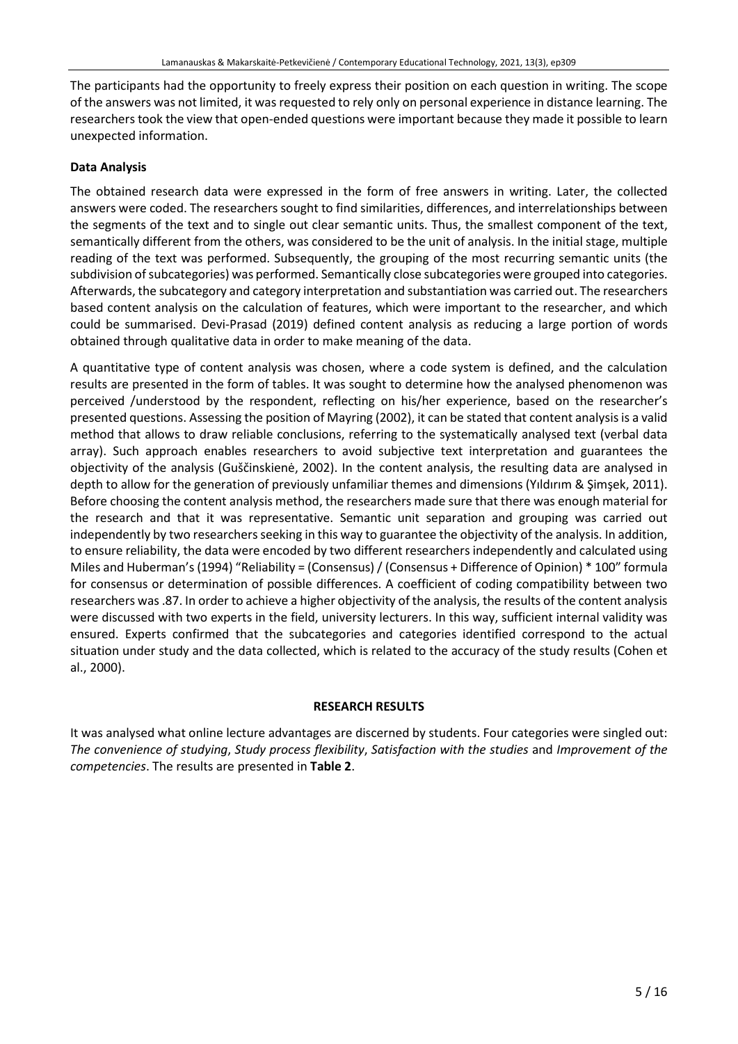The participants had the opportunity to freely express their position on each question in writing. The scope of the answers was not limited, it was requested to rely only on personal experience in distance learning. The researchers took the view that open-ended questions were important because they made it possible to learn unexpected information.

### Data Analysis

The obtained research data were expressed in the form of free answers in writing. Later, the collected answers were coded. The researchers sought to find similarities, differences, and interrelationships between the segments of the text and to single out clear semantic units. Thus, the smallest component of the text, semantically different from the others, was considered to be the unit of analysis. In the initial stage, multiple reading of the text was performed. Subsequently, the grouping of the most recurring semantic units (the subdivision of subcategories) was performed. Semantically close subcategories were grouped into categories. Afterwards, the subcategory and category interpretation and substantiation was carried out. The researchers based content analysis on the calculation of features, which were important to the researcher, and which could be summarised. Devi-Prasad (2019) defined content analysis as reducing a large portion of words obtained through qualitative data in order to make meaning of the data.

A quantitative type of content analysis was chosen, where a code system is defined, and the calculation results are presented in the form of tables. It was sought to determine how the analysed phenomenon was perceived /understood by the respondent, reflecting on his/her experience, based on the researcher's presented questions. Assessing the position of Mayring (2002), it can be stated that content analysis is a valid method that allows to draw reliable conclusions, referring to the systematically analysed text (verbal data array). Such approach enables researchers to avoid subjective text interpretation and guarantees the objectivity of the analysis (Guščinskienė, 2002). In the content analysis, the resulting data are analysed in depth to allow for the generation of previously unfamiliar themes and dimensions (Yıldırım & Şimşek, 2011). Before choosing the content analysis method, the researchers made sure that there was enough material for the research and that it was representative. Semantic unit separation and grouping was carried out independently by two researchers seeking in this way to guarantee the objectivity of the analysis. In addition, to ensure reliability, the data were encoded by two different researchers independently and calculated using Miles and Huberman's (1994) "Reliability = (Consensus) / (Consensus + Difference of Opinion) * 100" formula for consensus or determination of possible differences. A coefficient of coding compatibility between two researchers was .87. In order to achieve a higher objectivity of the analysis, the results of the content analysis were discussed with two experts in the field, university lecturers. In this way, sufficient internal validity was ensured. Experts confirmed that the subcategories and categories identified correspond to the actual situation under study and the data collected, which is related to the accuracy of the study results (Cohen et al., 2000).

## RESEARCH RESULTS

It was analysed what online lecture advantages are discerned by students. Four categories were singled out: *The convenience of studying*, *Study process flexibility*, *Satisfaction with the studies* and *Improvement of the competencies*. The results are presented in **Table 2**.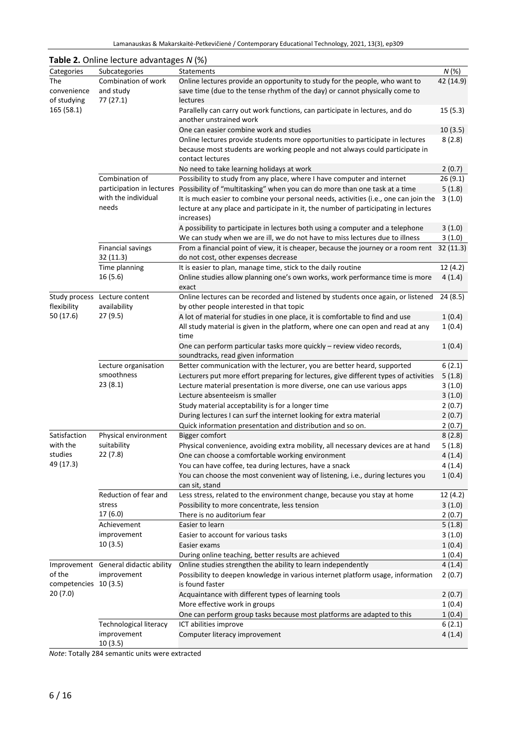**Table 2.** Online lecture advantages *N* (%)

| Categories | Subcategories | Statements | *N* (%) |
|---|---|---|---|
| The convenience of studying 165 (58.1) | Combination of work and study 77 (27.1) | Online lectures provide an opportunity to study for the people, who want to save time (due to the tense rhythm of the day) or cannot physically come to lectures | 42 (14.9) |
| | | Parallelly can carry out work functions, can participate in lectures, and do another unstrained work | 15 (5.3) |
| | | One can easier combine work and studies | 10 (3.5) |
| | | Online lectures provide students more opportunities to participate in lectures because most students are working people and not always could participate in contact lectures | 8 (2.8) |
| | | No need to take learning holidays at work | 2 (0.7) |
| | Combination of participation in lectures with the individual needs | Possibility to study from any place, where I have computer and internet | 26 (9.1) |
| | | Possibility of "multitasking" when you can do more than one task at a time | 5 (1.8) |
| | | It is much easier to combine your personal needs, activities (i.e., one can join the lecture at any place and participate in it, the number of participating in lectures increases) | 3 (1.0) |
| | | A possibility to participate in lectures both using a computer and a telephone | 3 (1.0) |
| | | We can study when we are ill, we do not have to miss lectures due to illness | 3 (1.0) |
| | Financial savings 32 (11.3) | From a financial point of view, it is cheaper, because the journey or a room rent do not cost, other expenses decrease | 32 (11.3) |
| | Time planning 16 (5.6) | It is easier to plan, manage time, stick to the daily routine | 12 (4.2) |
| | | Online studies allow planning one's own works, work performance time is more exact | 4 (1.4) |
| Study process flexibility 50 (17.6) | Lecture content availability 27 (9.5) | Online lectures can be recorded and listened by students once again, or listened by other people interested in that topic | 24 (8.5) |
| | | A lot of material for studies in one place, it is comfortable to find and use | 1 (0.4) |
| | | All study material is given in the platform, where one can open and read at any time | 1 (0.4) |
| | | One can perform particular tasks more quickly – review video records, soundtracks, read given information | 1 (0.4) |
| | Lecture organisation smoothness 23 (8.1) | Better communication with the lecturer, you are better heard, supported | 6 (2.1) |
| | | Lecturers put more effort preparing for lectures, give different types of activities | 5 (1.8) |
| | | Lecture material presentation is more diverse, one can use various apps | 3 (1.0) |
| | | Lecture absenteeism is smaller | 3 (1.0) |
| | | Study material acceptability is for a longer time | 2 (0.7) |
| | | During lectures I can surf the internet looking for extra material | 2 (0.7) |
| | | Quick information presentation and distribution and so on. | 2 (0.7) |
| Satisfaction with the studies 49 (17.3) | Physical environment suitability 22 (7.8) | Bigger comfort | 8 (2.8) |
| | | Physical convenience, avoiding extra mobility, all necessary devices are at hand | 5 (1.8) |
| | | One can choose a comfortable working environment | 4 (1.4) |
| | | You can have coffee, tea during lectures, have a snack | 4 (1.4) |
| | | You can choose the most convenient way of listening, i.e., during lectures you can sit, stand | 1 (0.4) |
| | Reduction of fear and stress 17 (6.0) | Less stress, related to the environment change, because you stay at home | 12 (4.2) |
| | | Possibility to more concentrate, less tension | 3 (1.0) |
| | | There is no auditorium fear | 2 (0.7) |
| | Achievement improvement 10 (3.5) | Easier to learn | 5 (1.8) |
| | | Easier to account for various tasks | 3 (1.0) |
| | | Easier exams | 1 (0.4) |
| | | During online teaching, better results are achieved | 1 (0.4) |
| Improvement of the competencies 20 (7.0) | General didactic ability improvement 10 (3.5) | Online studies strengthen the ability to learn independently | 4 (1.4) |
| | | Possibility to deepen knowledge in various internet platform usage, information is found faster | 2 (0.7) |
| | | Acquaintance with different types of learning tools | 2 (0.7) |
| | | More effective work in groups | 1 (0.4) |
| | | One can perform group tasks because most platforms are adapted to this | 1 (0.4) |
| | Technological literacy improvement 10 (3.5) | ICT abilities improve | 6 (2.1) |
| | | Computer literacy improvement | 4 (1.4) |

*Note*: Totally 284 semantic units were extracted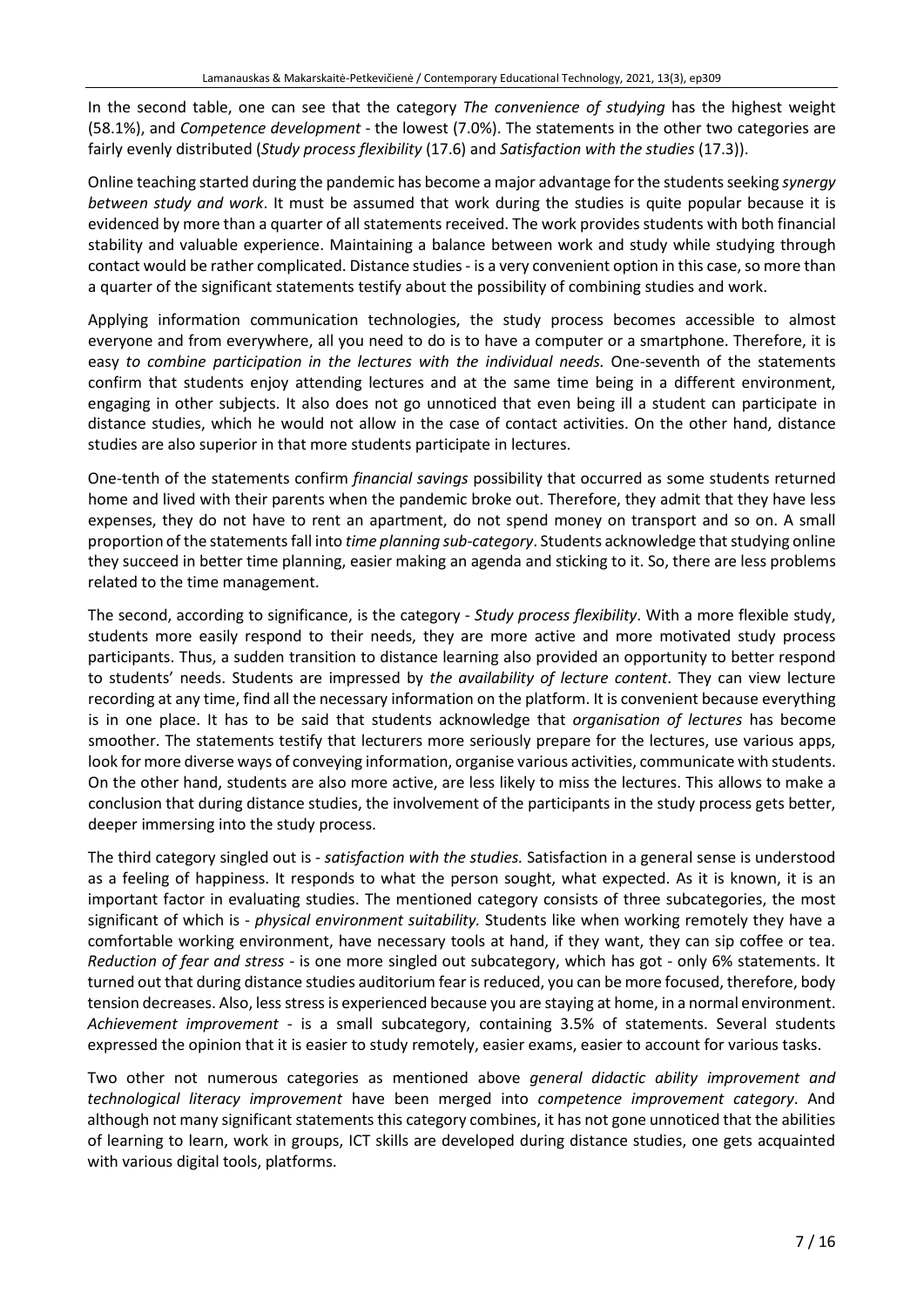In the second table, one can see that the category *The convenience of studying* has the highest weight (58.1%), and *Competence development* - the lowest (7.0%). The statements in the other two categories are fairly evenly distributed (*Study process flexibility* (17.6) and *Satisfaction with the studies* (17.3)).

Online teaching started during the pandemic has become a major advantage for the students seeking *synergy between study and work*. It must be assumed that work during the studies is quite popular because it is evidenced by more than a quarter of all statements received. The work provides students with both financial stability and valuable experience. Maintaining a balance between work and study while studying through contact would be rather complicated. Distance studies - is a very convenient option in this case, so more than a quarter of the significant statements testify about the possibility of combining studies and work.

Applying information communication technologies, the study process becomes accessible to almost everyone and from everywhere, all you need to do is to have a computer or a smartphone. Therefore, it is easy *to combine participation in the lectures with the individual needs.* One-seventh of the statements confirm that students enjoy attending lectures and at the same time being in a different environment, engaging in other subjects. It also does not go unnoticed that even being ill a student can participate in distance studies, which he would not allow in the case of contact activities. On the other hand, distance studies are also superior in that more students participate in lectures.

One-tenth of the statements confirm *financial savings* possibility that occurred as some students returned home and lived with their parents when the pandemic broke out. Therefore, they admit that they have less expenses, they do not have to rent an apartment, do not spend money on transport and so on. A small proportion of the statements fall into *time planning sub-category*. Students acknowledge that studying online they succeed in better time planning, easier making an agenda and sticking to it. So, there are less problems related to the time management.

The second, according to significance, is the category - *Study process flexibility*. With a more flexible study, students more easily respond to their needs, they are more active and more motivated study process participants. Thus, a sudden transition to distance learning also provided an opportunity to better respond to students' needs. Students are impressed by *the availability of lecture content*. They can view lecture recording at any time, find all the necessary information on the platform. It is convenient because everything is in one place. It has to be said that students acknowledge that *organisation of lectures* has become smoother. The statements testify that lecturers more seriously prepare for the lectures, use various apps, look for more diverse ways of conveying information, organise various activities, communicate with students. On the other hand, students are also more active, are less likely to miss the lectures. This allows to make a conclusion that during distance studies, the involvement of the participants in the study process gets better, deeper immersing into the study process.

The third category singled out is - *satisfaction with the studies.* Satisfaction in a general sense is understood as a feeling of happiness. It responds to what the person sought, what expected. As it is known, it is an important factor in evaluating studies. The mentioned category consists of three subcategories, the most significant of which is - *physical environment suitability.* Students like when working remotely they have a comfortable working environment, have necessary tools at hand, if they want, they can sip coffee or tea. *Reduction of fear and stress* - is one more singled out subcategory, which has got - only 6% statements. It turned out that during distance studies auditorium fear is reduced, you can be more focused, therefore, body tension decreases. Also, less stress is experienced because you are staying at home, in a normal environment. *Achievement improvement* - is a small subcategory, containing 3.5% of statements. Several students expressed the opinion that it is easier to study remotely, easier exams, easier to account for various tasks.

Two other not numerous categories as mentioned above *general didactic ability improvement and technological literacy improvement* have been merged into *competence improvement category*. And although not many significant statements this category combines, it has not gone unnoticed that the abilities of learning to learn, work in groups, ICT skills are developed during distance studies, one gets acquainted with various digital tools, platforms.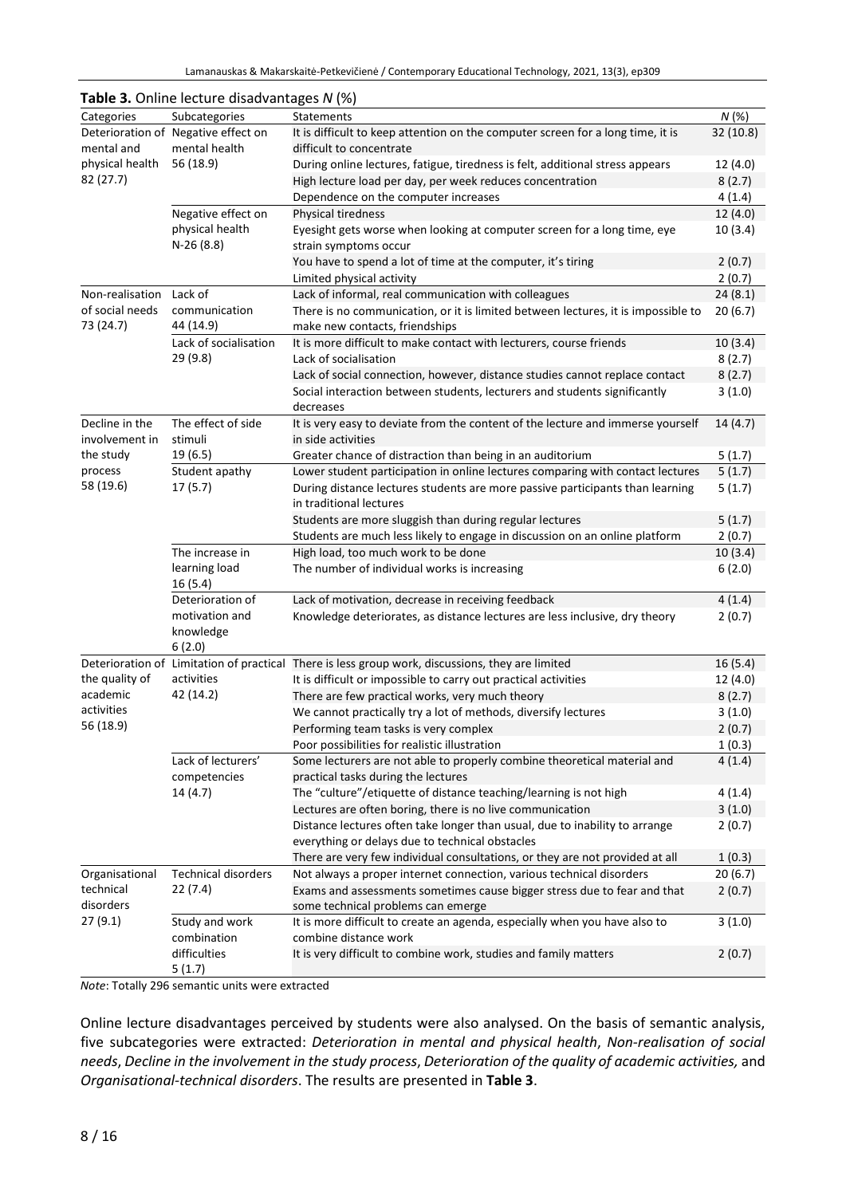**Table 3.** Online lecture disadvantages *N* (%)

| Categories | Subcategories | Statements | *N* (%) |
|---|---|---|---|
| Deterioration of mental and physical health 82 (27.7) | Negative effect on mental health 56 (18.9) | It is difficult to keep attention on the computer screen for a long time, it is difficult to concentrate | 32 (10.8) |
| | | During online lectures, fatigue, tiredness is felt, additional stress appears | 12 (4.0) |
| | | High lecture load per day, per week reduces concentration | 8 (2.7) |
| | | Dependence on the computer increases | 4 (1.4) |
| | Negative effect on physical health N-26 (8.8) | Physical tiredness | 12 (4.0) |
| | | Eyesight gets worse when looking at computer screen for a long time, eye strain symptoms occur | 10 (3.4) |
| | | You have to spend a lot of time at the computer, it's tiring | 2 (0.7) |
| | | Limited physical activity | 2 (0.7) |
| Non-realisation of social needs 73 (24.7) | Lack of communication 44 (14.9) | Lack of informal, real communication with colleagues | 24 (8.1) |
| | | There is no communication, or it is limited between lectures, it is impossible to make new contacts, friendships | 20 (6.7) |
| | Lack of socialisation 29 (9.8) | It is more difficult to make contact with lecturers, course friends | 10 (3.4) |
| | | Lack of socialisation | 8 (2.7) |
| | | Lack of social connection, however, distance studies cannot replace contact | 8 (2.7) |
| | | Social interaction between students, lecturers and students significantly decreases | 3 (1.0) |
| Decline in the involvement in the study process 58 (19.6) | The effect of side stimuli 19 (6.5) | It is very easy to deviate from the content of the lecture and immerse yourself in side activities | 14 (4.7) |
| | | Greater chance of distraction than being in an auditorium | 5 (1.7) |
| | Student apathy 17 (5.7) | Lower student participation in online lectures comparing with contact lectures | 5 (1.7) |
| | | During distance lectures students are more passive participants than learning in traditional lectures | 5 (1.7) |
| | | Students are more sluggish than during regular lectures | 5 (1.7) |
| | | Students are much less likely to engage in discussion on an online platform | 2 (0.7) |
| | The increase in learning load 16 (5.4) | High load, too much work to be done | 10 (3.4) |
| | | The number of individual works is increasing | 6 (2.0) |
| | Deterioration of motivation and knowledge 6 (2.0) | Lack of motivation, decrease in receiving feedback | 4 (1.4) |
| | | Knowledge deteriorates, as distance lectures are less inclusive, dry theory | 2 (0.7) |
| Deterioration of the quality of academic activities 56 (18.9) | Limitation of practical activities 42 (14.2) | There is less group work, discussions, they are limited | 16 (5.4) |
| | | It is difficult or impossible to carry out practical activities | 12 (4.0) |
| | | There are few practical works, very much theory | 8 (2.7) |
| | | We cannot practically try a lot of methods, diversify lectures | 3 (1.0) |
| | | Performing team tasks is very complex | 2 (0.7) |
| | | Poor possibilities for realistic illustration | 1 (0.3) |
| | Lack of lecturers' competencies 14 (4.7) | Some lecturers are not able to properly combine theoretical material and practical tasks during the lectures | 4 (1.4) |
| | | The "culture"/etiquette of distance teaching/learning is not high | 4 (1.4) |
| | | Lectures are often boring, there is no live communication | 3 (1.0) |
| | | Distance lectures often take longer than usual, due to inability to arrange everything or delays due to technical obstacles | 2 (0.7) |
| | | There are very few individual consultations, or they are not provided at all | 1 (0.3) |
| Organisational technical disorders 27 (9.1) | Technical disorders 22 (7.4) | Not always a proper internet connection, various technical disorders | 20 (6.7) |
| | | Exams and assessments sometimes cause bigger stress due to fear and that some technical problems can emerge | 2 (0.7) |
| | Study and work combination difficulties 5 (1.7) | It is more difficult to create an agenda, especially when you have also to combine distance work | 3 (1.0) |
| | | It is very difficult to combine work, studies and family matters | 2 (0.7) |

*Note*: Totally 296 semantic units were extracted

Online lecture disadvantages perceived by students were also analysed. On the basis of semantic analysis, five subcategories were extracted: *Deterioration in mental and physical health*, *Non-realisation of social needs*, *Decline in the involvement in the study process*, *Deterioration of the quality of academic activities,* and *Organisational-technical disorders*. The results are presented in **Table 3**.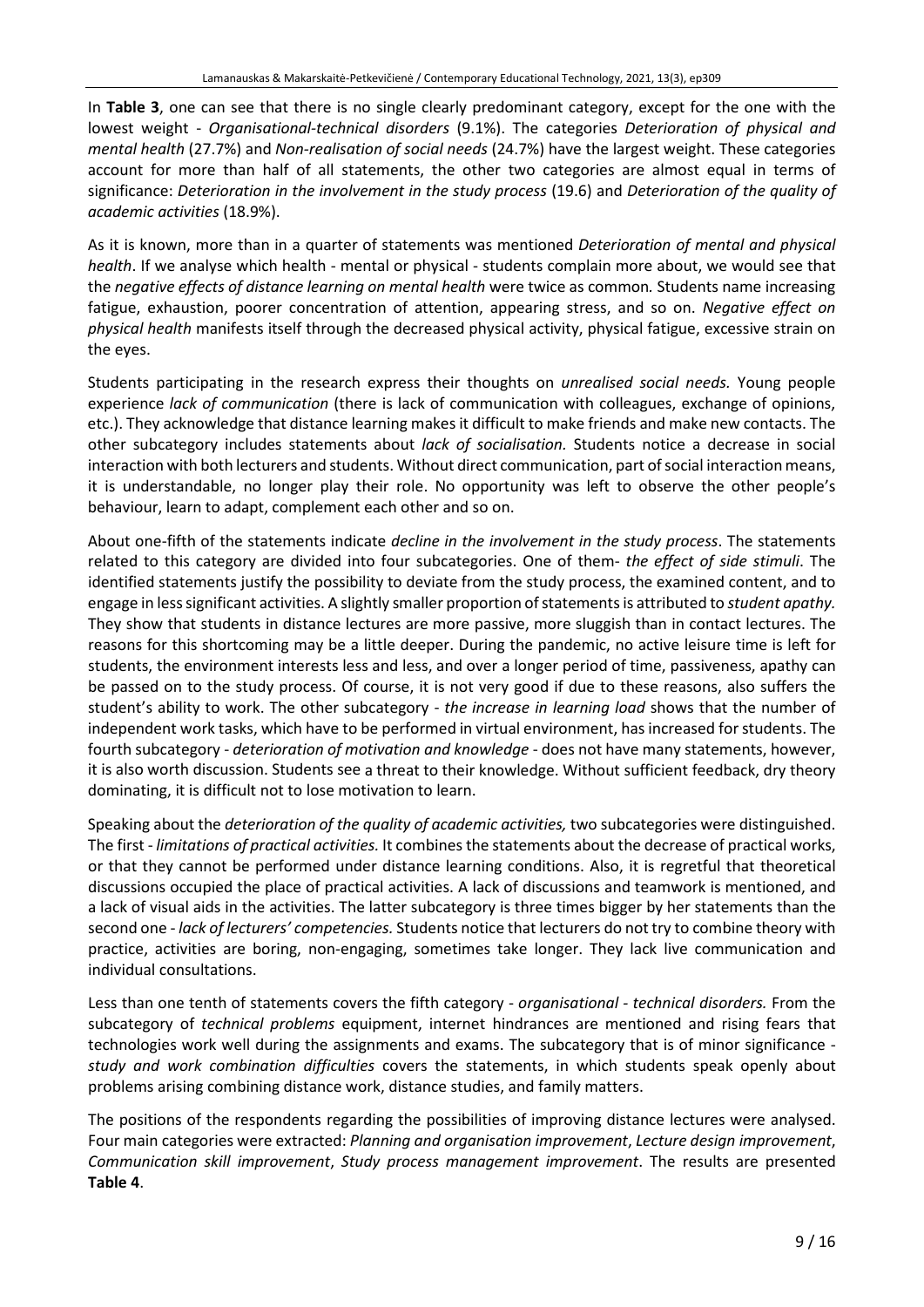In **Table 3**, one can see that there is no single clearly predominant category, except for the one with the lowest weight - *Organisational-technical disorders* (9.1%). The categories *Deterioration of physical and mental health* (27.7%) and *Non-realisation of social needs* (24.7%) have the largest weight. These categories account for more than half of all statements, the other two categories are almost equal in terms of significance: *Deterioration in the involvement in the study process* (19.6) and *Deterioration of the quality of academic activities* (18.9%).

As it is known, more than in a quarter of statements was mentioned *Deterioration of mental and physical health*. If we analyse which health - mental or physical - students complain more about, we would see that the *negative effects of distance learning on mental health* were twice as common. Students name increasing fatigue, exhaustion, poorer concentration of attention, appearing stress, and so on. *Negative effect on physical health* manifests itself through the decreased physical activity, physical fatigue, excessive strain on the eyes.

Students participating in the research express their thoughts on *unrealised social needs.* Young people experience *lack of communication* (there is lack of communication with colleagues, exchange of opinions, etc.). They acknowledge that distance learning makes it difficult to make friends and make new contacts. The other subcategory includes statements about *lack of socialisation.* Students notice a decrease in social interaction with both lecturers and students. Without direct communication, part of social interaction means, it is understandable, no longer play their role. No opportunity was left to observe the other people's behaviour, learn to adapt, complement each other and so on.

About one-fifth of the statements indicate *decline in the involvement in the study process*. The statements related to this category are divided into four subcategories. One of them- *the effect of side stimuli*. The identified statements justify the possibility to deviate from the study process, the examined content, and to engage in less significant activities. A slightly smaller proportion of statements is attributed to *student apathy.* They show that students in distance lectures are more passive, more sluggish than in contact lectures. The reasons for this shortcoming may be a little deeper. During the pandemic, no active leisure time is left for students, the environment interests less and less, and over a longer period of time, passiveness, apathy can be passed on to the study process. Of course, it is not very good if due to these reasons, also suffers the student's ability to work. The other subcategory - *the increase in learning load* shows that the number of independent work tasks, which have to be performed in virtual environment, has increased for students. The fourth subcategory - *deterioration of motivation and knowledge* - does not have many statements, however, it is also worth discussion. Students see a threat to their knowledge. Without sufficient feedback, dry theory dominating, it is difficult not to lose motivation to learn.

Speaking about the *deterioration of the quality of academic activities,* two subcategories were distinguished. The first - *limitations of practical activities.* It combines the statements about the decrease of practical works, or that they cannot be performed under distance learning conditions. Also, it is regretful that theoretical discussions occupied the place of practical activities. A lack of discussions and teamwork is mentioned, and a lack of visual aids in the activities. The latter subcategory is three times bigger by her statements than the second one - *lack of lecturers' competencies.* Students notice that lecturers do not try to combine theory with practice, activities are boring, non-engaging, sometimes take longer. They lack live communication and individual consultations.

Less than one tenth of statements covers the fifth category - *organisational - technical disorders.* From the subcategory of *technical problems* equipment, internet hindrances are mentioned and rising fears that technologies work well during the assignments and exams. The subcategory that is of minor significance - *study and work combination difficulties* covers the statements, in which students speak openly about problems arising combining distance work, distance studies, and family matters.

The positions of the respondents regarding the possibilities of improving distance lectures were analysed. Four main categories were extracted: *Planning and organisation improvement*, *Lecture design improvement*, *Communication skill improvement*, *Study process management improvement*. The results are presented **Table 4**.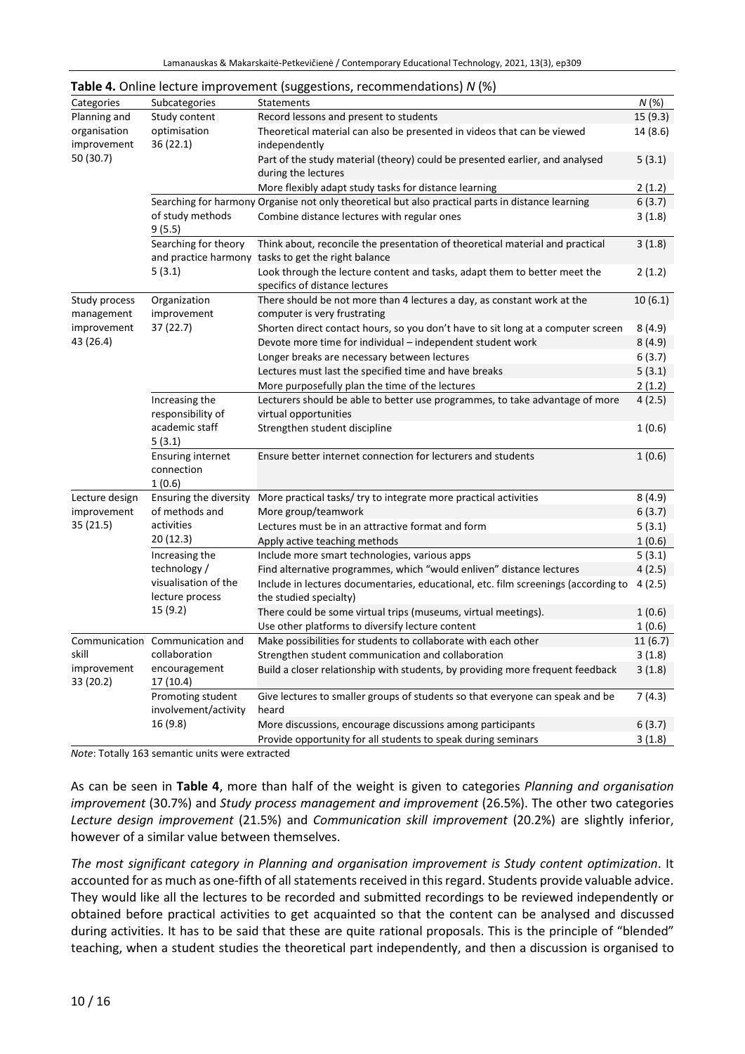**Table 4.** Online lecture improvement (suggestions, recommendations) *N* (%)

| Categories | Subcategories | Statements | *N* (%) |
|---|---|---|---|
| Planning and organisation improvement 50 (30.7) | Study content optimisation 36 (22.1) | Record lessons and present to students | 15 (9.3) |
| | | Theoretical material can also be presented in videos that can be viewed independently | 14 (8.6) |
| | | Part of the study material (theory) could be presented earlier, and analysed during the lectures | 5 (3.1) |
| | | More flexibly adapt study tasks for distance learning | 2 (1.2) |
| | Searching for harmony of study methods 9 (5.5) | Organise not only theoretical but also practical parts in distance learning | 6 (3.7) |
| | | Combine distance lectures with regular ones | 3 (1.8) |
| | Searching for theory and practice harmony 5 (3.1) | Think about, reconcile the presentation of theoretical material and practical tasks to get the right balance | 3 (1.8) |
| | | Look through the lecture content and tasks, adapt them to better meet the specifics of distance lectures | 2 (1.2) |
| Study process management improvement 43 (26.4) | Organization improvement 37 (22.7) | There should be not more than 4 lectures a day, as constant work at the computer is very frustrating | 10 (6.1) |
| | | Shorten direct contact hours, so you don't have to sit long at a computer screen | 8 (4.9) |
| | | Devote more time for individual – independent student work | 8 (4.9) |
| | | Longer breaks are necessary between lectures | 6 (3.7) |
| | | Lectures must last the specified time and have breaks | 5 (3.1) |
| | | More purposefully plan the time of the lectures | 2 (1.2) |
| | Increasing the responsibility of academic staff 5 (3.1) | Lecturers should be able to better use programmes, to take advantage of more virtual opportunities | 4 (2.5) |
| | | Strengthen student discipline | 1 (0.6) |
| | Ensuring internet connection 1 (0.6) | Ensure better internet connection for lecturers and students | 1 (0.6) |
| Lecture design improvement 35 (21.5) | Ensuring the diversity of methods and activities 20 (12.3) | More practical tasks/ try to integrate more practical activities | 8 (4.9) |
| | | More group/teamwork | 6 (3.7) |
| | | Lectures must be in an attractive format and form | 5 (3.1) |
| | | Apply active teaching methods | 1 (0.6) |
| | Increasing the technology / visualisation of the lecture process 15 (9.2) | Include more smart technologies, various apps | 5 (3.1) |
| | | Find alternative programmes, which "would enliven" distance lectures | 4 (2.5) |
| | | Include in lectures documentaries, educational, etc. film screenings (according to the studied specialty) | 4 (2.5) |
| | | There could be some virtual trips (museums, virtual meetings). | 1 (0.6) |
| | | Use other platforms to diversify lecture content | 1 (0.6) |
| Communication skill improvement 33 (20.2) | Communication and collaboration encouragement 17 (10.4) | Make possibilities for students to collaborate with each other | 11 (6.7) |
| | | Strengthen student communication and collaboration | 3 (1.8) |
| | | Build a closer relationship with students, by providing more frequent feedback | 3 (1.8) |
| | Promoting student involvement/activity 16 (9.8) | Give lectures to smaller groups of students so that everyone can speak and be heard | 7 (4.3) |
| | | More discussions, encourage discussions among participants | 6 (3.7) |
| | | Provide opportunity for all students to speak during seminars | 3 (1.8) |

*Note*: Totally 163 semantic units were extracted

As can be seen in **Table 4**, more than half of the weight is given to categories *Planning and organisation improvement* (30.7%) and *Study process management and improvement* (26.5%). The other two categories *Lecture design improvement* (21.5%) and *Communication skill improvement* (20.2%) are slightly inferior, however of a similar value between themselves.

*The most significant category in Planning and organisation improvement is Study content optimization*. It accounted for as much as one-fifth of all statements received in this regard. Students provide valuable advice. They would like all the lectures to be recorded and submitted recordings to be reviewed independently or obtained before practical activities to get acquainted so that the content can be analysed and discussed during activities. It has to be said that these are quite rational proposals. This is the principle of "blended" teaching, when a student studies the theoretical part independently, and then a discussion is organised to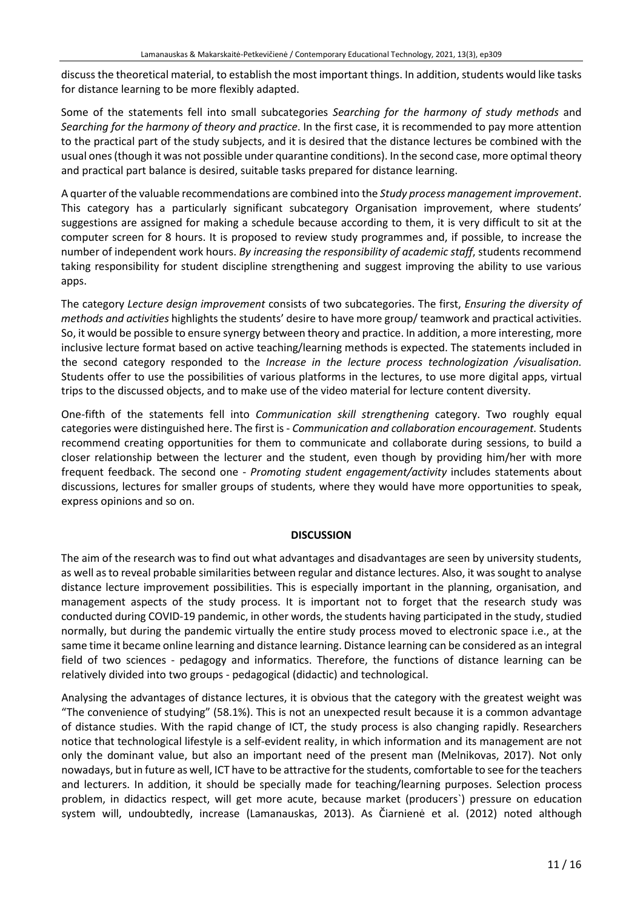discuss the theoretical material, to establish the most important things. In addition, students would like tasks for distance learning to be more flexibly adapted.

Some of the statements fell into small subcategories *Searching for the harmony of study methods* and *Searching for the harmony of theory and practice*. In the first case, it is recommended to pay more attention to the practical part of the study subjects, and it is desired that the distance lectures be combined with the usual ones (though it was not possible under quarantine conditions). In the second case, more optimal theory and practical part balance is desired, suitable tasks prepared for distance learning.

A quarter of the valuable recommendations are combined into the *Study process management improvement*. This category has a particularly significant subcategory Organisation improvement, where students' suggestions are assigned for making a schedule because according to them, it is very difficult to sit at the computer screen for 8 hours. It is proposed to review study programmes and, if possible, to increase the number of independent work hours. *By increasing the responsibility of academic staff*, students recommend taking responsibility for student discipline strengthening and suggest improving the ability to use various apps.

The category *Lecture design improvement* consists of two subcategories. The first, *Ensuring the diversity of methods and activities* highlights the students' desire to have more group/ teamwork and practical activities. So, it would be possible to ensure synergy between theory and practice. In addition, a more interesting, more inclusive lecture format based on active teaching/learning methods is expected. The statements included in the second category responded to the *Increase in the lecture process technologization /visualisation.* Students offer to use the possibilities of various platforms in the lectures, to use more digital apps, virtual trips to the discussed objects, and to make use of the video material for lecture content diversity.

One-fifth of the statements fell into *Communication skill strengthening* category. Two roughly equal categories were distinguished here. The first is - *Communication and collaboration encouragement.* Students recommend creating opportunities for them to communicate and collaborate during sessions, to build a closer relationship between the lecturer and the student, even though by providing him/her with more frequent feedback. The second one - *Promoting student engagement/activity* includes statements about discussions, lectures for smaller groups of students, where they would have more opportunities to speak, express opinions and so on.

## DISCUSSION

The aim of the research was to find out what advantages and disadvantages are seen by university students, as well as to reveal probable similarities between regular and distance lectures. Also, it was sought to analyse distance lecture improvement possibilities. This is especially important in the planning, organisation, and management aspects of the study process. It is important not to forget that the research study was conducted during COVID-19 pandemic, in other words, the students having participated in the study, studied normally, but during the pandemic virtually the entire study process moved to electronic space i.e., at the same time it became online learning and distance learning. Distance learning can be considered as an integral field of two sciences - pedagogy and informatics. Therefore, the functions of distance learning can be relatively divided into two groups - pedagogical (didactic) and technological.

Analysing the advantages of distance lectures, it is obvious that the category with the greatest weight was "The convenience of studying" (58.1%). This is not an unexpected result because it is a common advantage of distance studies. With the rapid change of ICT, the study process is also changing rapidly. Researchers notice that technological lifestyle is a self-evident reality, in which information and its management are not only the dominant value, but also an important need of the present man (Melnikovas, 2017). Not only nowadays, but in future as well, ICT have to be attractive for the students, comfortable to see for the teachers and lecturers. In addition, it should be specially made for teaching/learning purposes. Selection process problem, in didactics respect, will get more acute, because market (producers`) pressure on education system will, undoubtedly, increase (Lamanauskas, 2013). As Čiarnienė et al. (2012) noted although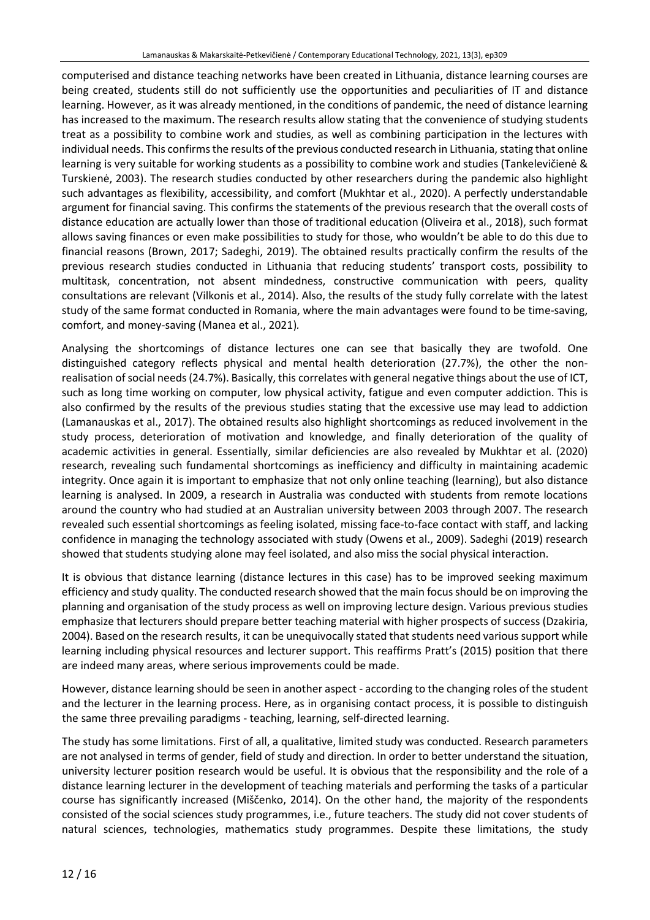computerised and distance teaching networks have been created in Lithuania, distance learning courses are being created, students still do not sufficiently use the opportunities and peculiarities of IT and distance learning. However, as it was already mentioned, in the conditions of pandemic, the need of distance learning has increased to the maximum. The research results allow stating that the convenience of studying students treat as a possibility to combine work and studies, as well as combining participation in the lectures with individual needs. This confirms the results of the previous conducted research in Lithuania, stating that online learning is very suitable for working students as a possibility to combine work and studies (Tankelevičienė & Turskienė, 2003). The research studies conducted by other researchers during the pandemic also highlight such advantages as flexibility, accessibility, and comfort (Mukhtar et al., 2020). A perfectly understandable argument for financial saving. This confirms the statements of the previous research that the overall costs of distance education are actually lower than those of traditional education (Oliveira et al., 2018), such format allows saving finances or even make possibilities to study for those, who wouldn't be able to do this due to financial reasons (Brown, 2017; Sadeghi, 2019). The obtained results practically confirm the results of the previous research studies conducted in Lithuania that reducing students' transport costs, possibility to multitask, concentration, not absent mindedness, constructive communication with peers, quality consultations are relevant (Vilkonis et al., 2014). Also, the results of the study fully correlate with the latest study of the same format conducted in Romania, where the main advantages were found to be time-saving, comfort, and money-saving (Manea et al., 2021).

Analysing the shortcomings of distance lectures one can see that basically they are twofold. One distinguished category reflects physical and mental health deterioration (27.7%), the other the non-realisation of social needs (24.7%). Basically, this correlates with general negative things about the use of ICT, such as long time working on computer, low physical activity, fatigue and even computer addiction. This is also confirmed by the results of the previous studies stating that the excessive use may lead to addiction (Lamanauskas et al., 2017). The obtained results also highlight shortcomings as reduced involvement in the study process, deterioration of motivation and knowledge, and finally deterioration of the quality of academic activities in general. Essentially, similar deficiencies are also revealed by Mukhtar et al. (2020) research, revealing such fundamental shortcomings as inefficiency and difficulty in maintaining academic integrity. Once again it is important to emphasize that not only online teaching (learning), but also distance learning is analysed. In 2009, a research in Australia was conducted with students from remote locations around the country who had studied at an Australian university between 2003 through 2007. The research revealed such essential shortcomings as feeling isolated, missing face-to-face contact with staff, and lacking confidence in managing the technology associated with study (Owens et al., 2009). Sadeghi (2019) research showed that students studying alone may feel isolated, and also miss the social physical interaction.

It is obvious that distance learning (distance lectures in this case) has to be improved seeking maximum efficiency and study quality. The conducted research showed that the main focus should be on improving the planning and organisation of the study process as well on improving lecture design. Various previous studies emphasize that lecturers should prepare better teaching material with higher prospects of success (Dzakiria, 2004). Based on the research results, it can be unequivocally stated that students need various support while learning including physical resources and lecturer support. This reaffirms Pratt's (2015) position that there are indeed many areas, where serious improvements could be made.

However, distance learning should be seen in another aspect - according to the changing roles of the student and the lecturer in the learning process. Here, as in organising contact process, it is possible to distinguish the same three prevailing paradigms - teaching, learning, self-directed learning.

The study has some limitations. First of all, a qualitative, limited study was conducted. Research parameters are not analysed in terms of gender, field of study and direction. In order to better understand the situation, university lecturer position research would be useful. It is obvious that the responsibility and the role of a distance learning lecturer in the development of teaching materials and performing the tasks of a particular course has significantly increased (Miščenko, 2014). On the other hand, the majority of the respondents consisted of the social sciences study programmes, i.e., future teachers. The study did not cover students of natural sciences, technologies, mathematics study programmes. Despite these limitations, the study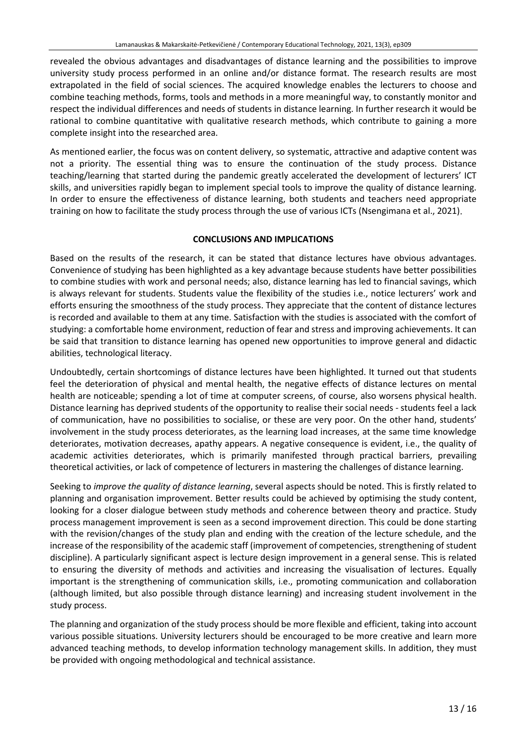revealed the obvious advantages and disadvantages of distance learning and the possibilities to improve university study process performed in an online and/or distance format. The research results are most extrapolated in the field of social sciences. The acquired knowledge enables the lecturers to choose and combine teaching methods, forms, tools and methods in a more meaningful way, to constantly monitor and respect the individual differences and needs of students in distance learning. In further research it would be rational to combine quantitative with qualitative research methods, which contribute to gaining a more complete insight into the researched area.

As mentioned earlier, the focus was on content delivery, so systematic, attractive and adaptive content was not a priority. The essential thing was to ensure the continuation of the study process. Distance teaching/learning that started during the pandemic greatly accelerated the development of lecturers' ICT skills, and universities rapidly began to implement special tools to improve the quality of distance learning. In order to ensure the effectiveness of distance learning, both students and teachers need appropriate training on how to facilitate the study process through the use of various ICTs (Nsengimana et al., 2021).

## CONCLUSIONS AND IMPLICATIONS

Based on the results of the research, it can be stated that distance lectures have obvious advantages. Convenience of studying has been highlighted as a key advantage because students have better possibilities to combine studies with work and personal needs; also, distance learning has led to financial savings, which is always relevant for students. Students value the flexibility of the studies i.e., notice lecturers' work and efforts ensuring the smoothness of the study process. They appreciate that the content of distance lectures is recorded and available to them at any time. Satisfaction with the studies is associated with the comfort of studying: a comfortable home environment, reduction of fear and stress and improving achievements. It can be said that transition to distance learning has opened new opportunities to improve general and didactic abilities, technological literacy.

Undoubtedly, certain shortcomings of distance lectures have been highlighted. It turned out that students feel the deterioration of physical and mental health, the negative effects of distance lectures on mental health are noticeable; spending a lot of time at computer screens, of course, also worsens physical health. Distance learning has deprived students of the opportunity to realise their social needs - students feel a lack of communication, have no possibilities to socialise, or these are very poor. On the other hand, students' involvement in the study process deteriorates, as the learning load increases, at the same time knowledge deteriorates, motivation decreases, apathy appears. A negative consequence is evident, i.e., the quality of academic activities deteriorates, which is primarily manifested through practical barriers, prevailing theoretical activities, or lack of competence of lecturers in mastering the challenges of distance learning.

Seeking to *improve the quality of distance learning*, several aspects should be noted. This is firstly related to planning and organisation improvement. Better results could be achieved by optimising the study content, looking for a closer dialogue between study methods and coherence between theory and practice. Study process management improvement is seen as a second improvement direction. This could be done starting with the revision/changes of the study plan and ending with the creation of the lecture schedule, and the increase of the responsibility of the academic staff (improvement of competencies, strengthening of student discipline). A particularly significant aspect is lecture design improvement in a general sense. This is related to ensuring the diversity of methods and activities and increasing the visualisation of lectures. Equally important is the strengthening of communication skills, i.e., promoting communication and collaboration (although limited, but also possible through distance learning) and increasing student involvement in the study process.

The planning and organization of the study process should be more flexible and efficient, taking into account various possible situations. University lecturers should be encouraged to be more creative and learn more advanced teaching methods, to develop information technology management skills. In addition, they must be provided with ongoing methodological and technical assistance.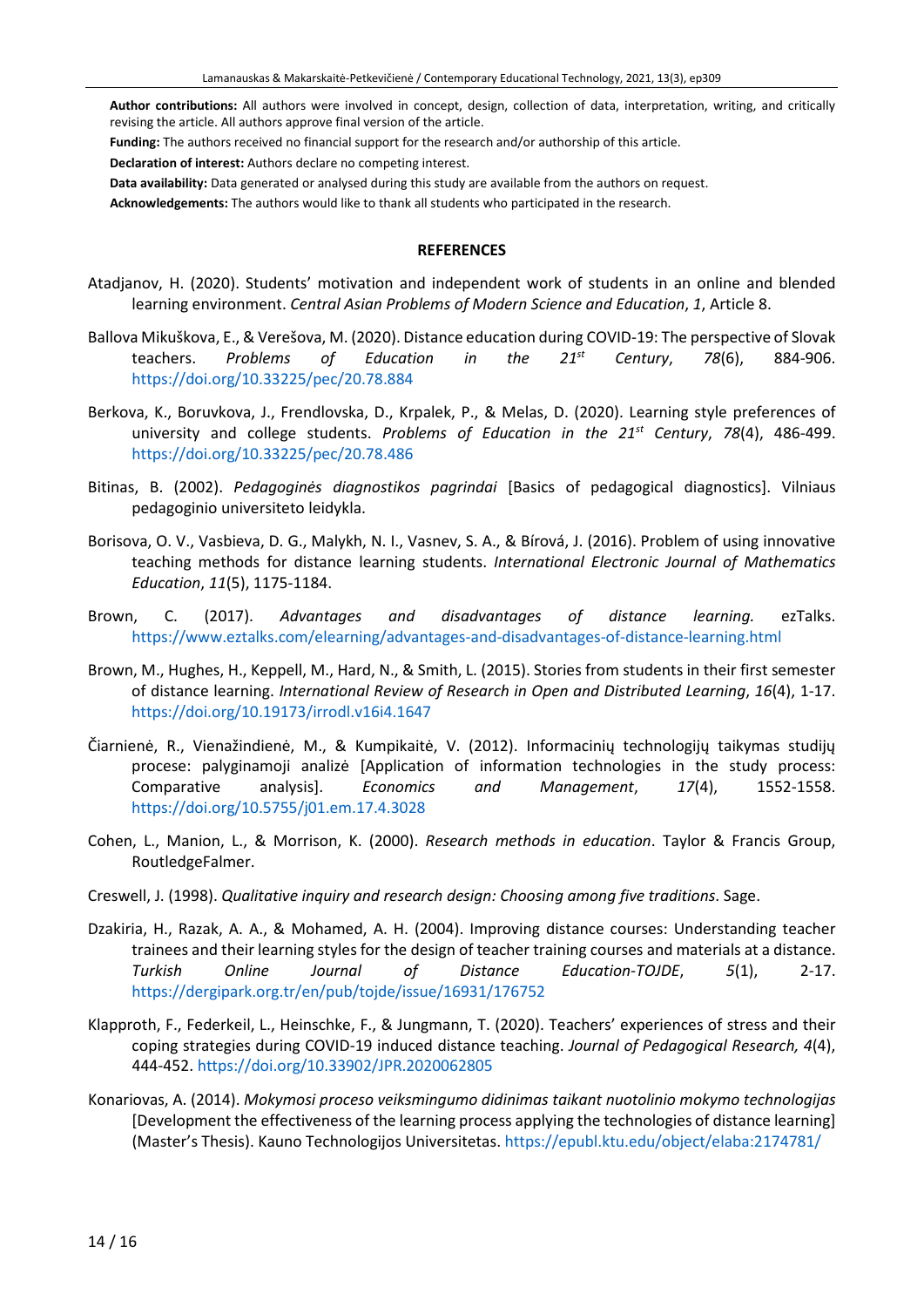**Author contributions:** All authors were involved in concept, design, collection of data, interpretation, writing, and critically revising the article. All authors approve final version of the article.

**Funding:** The authors received no financial support for the research and/or authorship of this article.

**Declaration of interest:** Authors declare no competing interest.

**Data availability:** Data generated or analysed during this study are available from the authors on request.

**Acknowledgements:** The authors would like to thank all students who participated in the research.

## REFERENCES

Atadjanov, H. (2020). Students' motivation and independent work of students in an online and blended learning environment. *Central Asian Problems of Modern Science and Education*, *1*, Article 8.

Ballova Mikuškova, E., & Verešova, M. (2020). Distance education during COVID-19: The perspective of Slovak teachers. *Problems of Education in the 21st Century*, *78*(6), 884-906. https://doi.org/10.33225/pec/20.78.884

Berkova, K., Boruvkova, J., Frendlovska, D., Krpalek, P., & Melas, D. (2020). Learning style preferences of university and college students. *Problems of Education in the 21st Century*, *78*(4), 486-499. https://doi.org/10.33225/pec/20.78.486

Bitinas, B. (2002). *Pedagoginės diagnostikos pagrindai* [Basics of pedagogical diagnostics]. Vilniaus pedagoginio universiteto leidykla.

Borisova, O. V., Vasbieva, D. G., Malykh, N. I., Vasnev, S. A., & Bírová, J. (2016). Problem of using innovative teaching methods for distance learning students. *International Electronic Journal of Mathematics Education*, *11*(5), 1175-1184.

Brown, C. (2017). *Advantages and disadvantages of distance learning.* ezTalks. https://www.eztalks.com/elearning/advantages-and-disadvantages-of-distance-learning.html

Brown, M., Hughes, H., Keppell, M., Hard, N., & Smith, L. (2015). Stories from students in their first semester of distance learning. *International Review of Research in Open and Distributed Learning*, *16*(4), 1-17. https://doi.org/10.19173/irrodl.v16i4.1647

Čiarnienė, R., Vienažindienė, M., & Kumpikaitė, V. (2012). Informacinių technologijų taikymas studijų procese: palyginamoji analizė [Application of information technologies in the study process: Comparative analysis]. *Economics and Management*, *17*(4), 1552-1558. https://doi.org/10.5755/j01.em.17.4.3028

Cohen, L., Manion, L., & Morrison, K. (2000). *Research methods in education*. Taylor & Francis Group, RoutledgeFalmer.

Creswell, J. (1998). *Qualitative inquiry and research design: Choosing among five traditions*. Sage.

Dzakiria, H., Razak, A. A., & Mohamed, A. H. (2004). Improving distance courses: Understanding teacher trainees and their learning styles for the design of teacher training courses and materials at a distance. *Turkish Online Journal of Distance Education-TOJDE*, *5*(1), 2-17. https://dergipark.org.tr/en/pub/tojde/issue/16931/176752

Klapproth, F., Federkeil, L., Heinschke, F., & Jungmann, T. (2020). Teachers' experiences of stress and their coping strategies during COVID-19 induced distance teaching. *Journal of Pedagogical Research, 4*(4), 444-452. https://doi.org/10.33902/JPR.2020062805

Konariovas, A. (2014). *Mokymosi proceso veiksmingumo didinimas taikant nuotolinio mokymo technologijas* [Development the effectiveness of the learning process applying the technologies of distance learning] (Master's Thesis). Kauno Technologijos Universitetas. https://epubl.ktu.edu/object/elaba:2174781/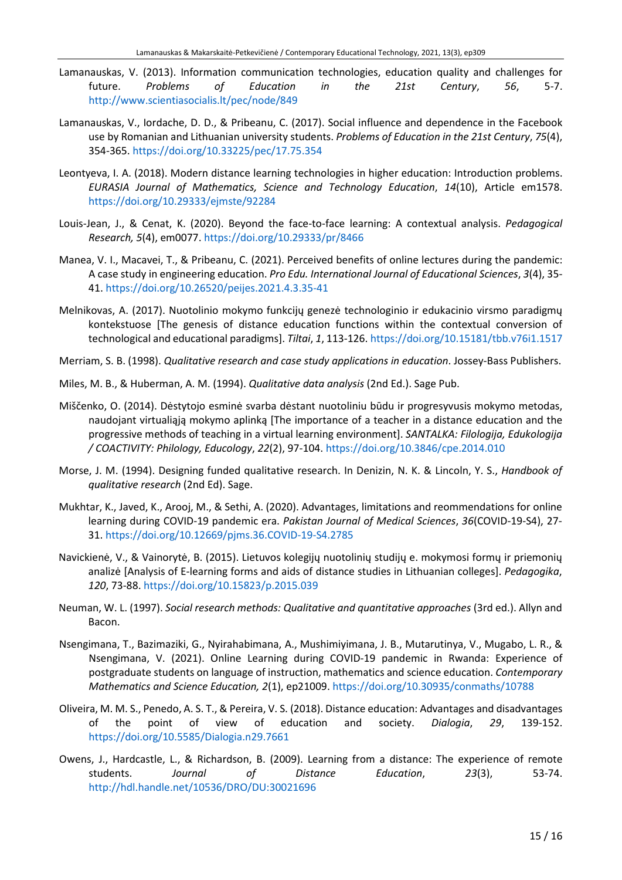Lamanauskas, V. (2013). Information communication technologies, education quality and challenges for future. *Problems of Education in the 21st Century*, *56*, 5-7. http://www.scientiasocialis.lt/pec/node/849

Lamanauskas, V., Iordache, D. D., & Pribeanu, C. (2017). Social influence and dependence in the Facebook use by Romanian and Lithuanian university students. *Problems of Education in the 21st Century*, *75*(4), 354-365. https://doi.org/10.33225/pec/17.75.354

Leontyeva, I. A. (2018). Modern distance learning technologies in higher education: Introduction problems. *EURASIA Journal of Mathematics, Science and Technology Education*, *14*(10), Article em1578. https://doi.org/10.29333/ejmste/92284

Louis-Jean, J., & Cenat, K. (2020). Beyond the face-to-face learning: A contextual analysis. *Pedagogical Research, 5*(4), em0077. https://doi.org/10.29333/pr/8466

Manea, V. I., Macavei, T., & Pribeanu, C. (2021). Perceived benefits of online lectures during the pandemic: A case study in engineering education. *Pro Edu. International Journal of Educational Sciences*, *3*(4), 35-41. https://doi.org/10.26520/peijes.2021.4.3.35-41

Melnikovas, A. (2017). Nuotolinio mokymo funkcijų genezė technologinio ir edukacinio virsmo paradigmų kontekstuose [The genesis of distance education functions within the contextual conversion of technological and educational paradigms]. *Tiltai*, *1*, 113-126. https://doi.org/10.15181/tbb.v76i1.1517

Merriam, S. B. (1998). *Qualitative research and case study applications in education*. Jossey-Bass Publishers.

Miles, M. B., & Huberman, A. M. (1994). *Qualitative data analysis* (2nd Ed.). Sage Pub.

Miščenko, O. (2014). Dėstytojo esminė svarba dėstant nuotoliniu būdu ir progresyvusis mokymo metodas, naudojant virtualiąją mokymo aplinką [The importance of a teacher in a distance education and the progressive methods of teaching in a virtual learning environment]. *SANTALKA: Filologija, Edukologija / COACTIVITY: Philology, Educology*, *22*(2), 97-104. https://doi.org/10.3846/cpe.2014.010

Morse, J. M. (1994). Designing funded qualitative research. In Denizin, N. K. & Lincoln, Y. S., *Handbook of qualitative research* (2nd Ed). Sage.

Mukhtar, K., Javed, K., Arooj, M., & Sethi, A. (2020). Advantages, limitations and reommendations for online learning during COVID-19 pandemic era. *Pakistan Journal of Medical Sciences*, *36*(COVID-19-S4), 27-31. https://doi.org/10.12669/pjms.36.COVID-19-S4.2785

Navickienė, V., & Vainorytė, B. (2015). Lietuvos kolegijų nuotolinių studijų e. mokymosi formų ir priemonių analizė [Analysis of E-learning forms and aids of distance studies in Lithuanian colleges]. *Pedagogika*, *120*, 73-88. https://doi.org/10.15823/p.2015.039

Neuman, W. L. (1997). *Social research methods: Qualitative and quantitative approaches* (3rd ed.). Allyn and Bacon.

Nsengimana, T., Bazimaziki, G., Nyirahabimana, A., Mushimiyimana, J. B., Mutarutinya, V., Mugabo, L. R., & Nsengimana, V. (2021). Online Learning during COVID-19 pandemic in Rwanda: Experience of postgraduate students on language of instruction, mathematics and science education. *Contemporary Mathematics and Science Education, 2*(1), ep21009. https://doi.org/10.30935/conmaths/10788

Oliveira, M. M. S., Penedo, A. S. T., & Pereira, V. S. (2018). Distance education: Advantages and disadvantages of the point of view of education and society. *Dialogia*, *29*, 139-152. https://doi.org/10.5585/Dialogia.n29.7661

Owens, J., Hardcastle, L., & Richardson, B. (2009). Learning from a distance: The experience of remote students. *Journal of Distance Education*, *23*(3), 53-74. http://hdl.handle.net/10536/DRO/DU:30021696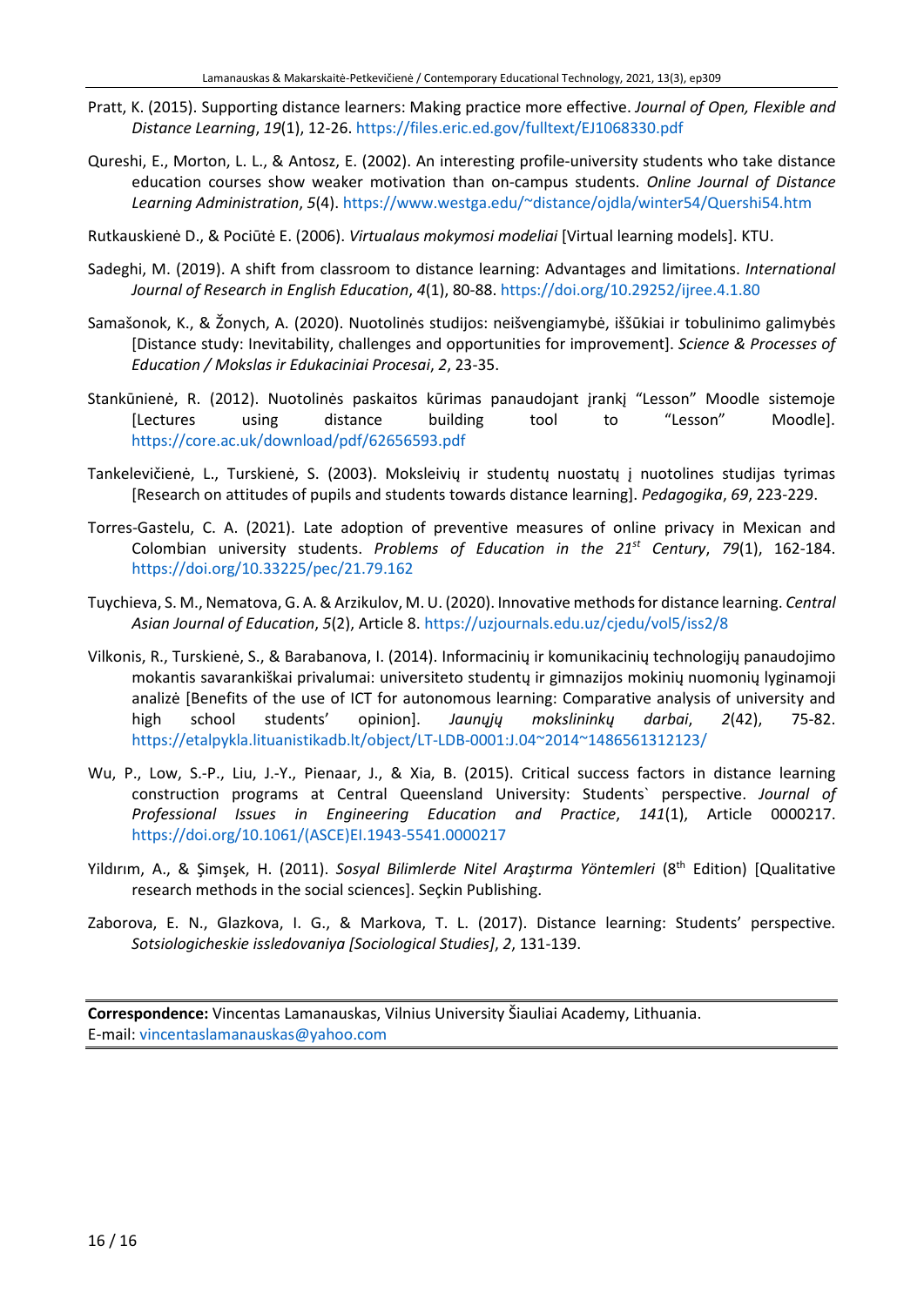Pratt, K. (2015). Supporting distance learners: Making practice more effective. *Journal of Open, Flexible and Distance Learning*, *19*(1), 12-26. https://files.eric.ed.gov/fulltext/EJ1068330.pdf

Qureshi, E., Morton, L. L., & Antosz, E. (2002). An interesting profile-university students who take distance education courses show weaker motivation than on-campus students. *Online Journal of Distance Learning Administration*, *5*(4). https://www.westga.edu/~distance/ojdla/winter54/Quershi54.htm

Rutkauskienė D., & Pociūtė E. (2006). *Virtualaus mokymosi modeliai* [Virtual learning models]. KTU.

Sadeghi, M. (2019). A shift from classroom to distance learning: Advantages and limitations. *International Journal of Research in English Education*, *4*(1), 80-88. https://doi.org/10.29252/ijree.4.1.80

Samašonok, K., & Žonych, A. (2020). Nuotolinės studijos: neišvengiamybė, iššūkiai ir tobulinimo galimybės [Distance study: Inevitability, challenges and opportunities for improvement]. *Science & Processes of Education / Mokslas ir Edukaciniai Procesai*, *2*, 23-35.

Stankūnienė, R. (2012). Nuotolinės paskaitos kūrimas panaudojant įrankį "Lesson" Moodle sistemoje [Lectures using distance building tool to "Lesson" Moodle]. https://core.ac.uk/download/pdf/62656593.pdf

Tankelevičienė, L., Turskienė, S. (2003). Moksleivių ir studentų nuostatų į nuotolines studijas tyrimas [Research on attitudes of pupils and students towards distance learning]. *Pedagogika*, *69*, 223-229.

Torres-Gastelu, C. A. (2021). Late adoption of preventive measures of online privacy in Mexican and Colombian university students. *Problems of Education in the 21st Century*, *79*(1), 162-184. https://doi.org/10.33225/pec/21.79.162

Tuychieva, S. M., Nematova, G. A. & Arzikulov, M. U. (2020). Innovative methods for distance learning. *Central Asian Journal of Education*, *5*(2), Article 8. https://uzjournals.edu.uz/cjedu/vol5/iss2/8

Vilkonis, R., Turskienė, S., & Barabanova, I. (2014). Informacinių ir komunikacinių technologijų panaudojimo mokantis savarankiškai privalumai: universiteto studentų ir gimnazijos mokinių nuomonių lyginamoji analizė [Benefits of the use of ICT for autonomous learning: Comparative analysis of university and high school students' opinion]. *Jaunųjų mokslininkų darbai*, *2*(42), 75-82. https://etalpykla.lituanistikadb.lt/object/LT-LDB-0001:J.04~2014~1486561312123/

Wu, P., Low, S.-P., Liu, J.-Y., Pienaar, J., & Xia, B. (2015). Critical success factors in distance learning construction programs at Central Queensland University: Students` perspective. *Journal of Professional Issues in Engineering Education and Practice*, *141*(1), Article 0000217. https://doi.org/10.1061/(ASCE)EI.1943-5541.0000217

Yildırım, A., & Şimşek, H. (2011). *Sosyal Bilimlerde Nitel Araştırma Yöntemleri* (8th Edition) [Qualitative research methods in the social sciences]. Seçkin Publishing.

Zaborova, E. N., Glazkova, I. G., & Markova, T. L. (2017). Distance learning: Students' perspective. *Sotsiologicheskie issledovaniya [Sociological Studies]*, *2*, 131-139.

---

**Correspondence:** Vincentas Lamanauskas, Vilnius University Šiauliai Academy, Lithuania.
E-mail: vincentaslamanauskas@yahoo.com